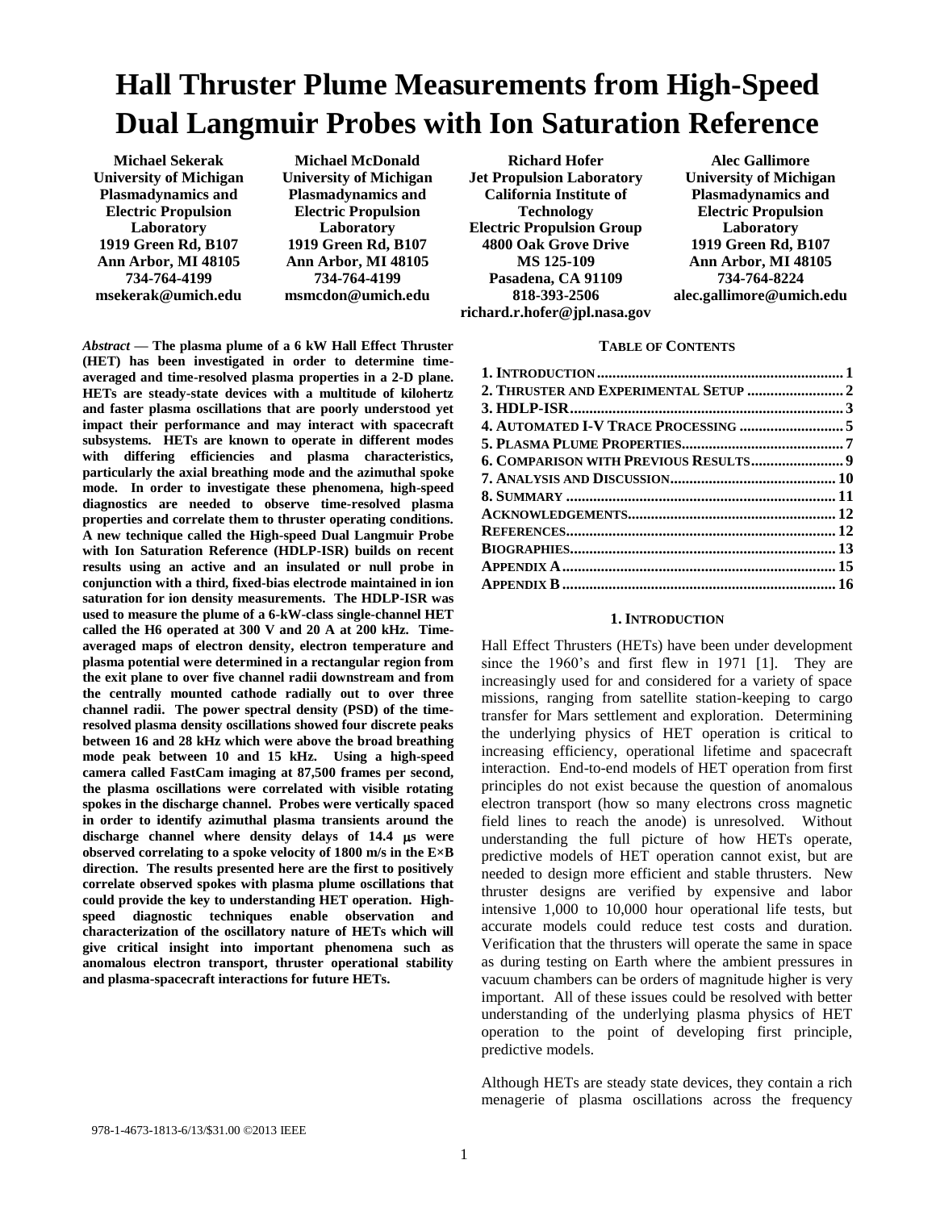# Hall Thruster Plume Measurements from High-Speed Dual Langmuir Probes with Ion Saturation Reference

**Michael Sekerak**
**University of Michigan**
**Plasmadynamics and Electric Propulsion Laboratory**
**1919 Green Rd, B107**
**Ann Arbor, MI 48105**
**734-764-4199**
**msekerak@umich.edu**

**Michael McDonald**
**University of Michigan**
**Plasmadynamics and Electric Propulsion Laboratory**
**1919 Green Rd, B107**
**Ann Arbor, MI 48105**
**734-764-4199**
**msmcdon@umich.edu**

**Richard Hofer**
**Jet Propulsion Laboratory**
**California Institute of Technology**
**Electric Propulsion Group**
**4800 Oak Grove Drive**
**MS 125-109**
**Pasadena, CA 91109**
**818-393-2506**
**richard.r.hofer@jpl.nasa.gov**

**Alec Gallimore**
**University of Michigan**
**Plasmadynamics and Electric Propulsion Laboratory**
**1919 Green Rd, B107**
**Ann Arbor, MI 48105**
**734-764-8224**
**alec.gallimore@umich.edu**

*Abstract* — **The plasma plume of a 6 kW Hall Effect Thruster (HET) has been investigated in order to determine time-averaged and time-resolved plasma properties in a 2-D plane. HETs are steady-state devices with a multitude of kilohertz and faster plasma oscillations that are poorly understood yet impact their performance and may interact with spacecraft subsystems. HETs are known to operate in different modes with differing efficiencies and plasma characteristics, particularly the axial breathing mode and the azimuthal spoke mode. In order to investigate these phenomena, high-speed diagnostics are needed to observe time-resolved plasma properties and correlate them to thruster operating conditions. A new technique called the High-speed Dual Langmuir Probe with Ion Saturation Reference (HDLP-ISR) builds on recent results using an active and an insulated or null probe in conjunction with a third, fixed-bias electrode maintained in ion saturation for ion density measurements. The HDLP-ISR was used to measure the plume of a 6-kW-class single-channel HET called the H6 operated at 300 V and 20 A at 200 kHz. Time-averaged maps of electron density, electron temperature and plasma potential were determined in a rectangular region from the exit plane to over five channel radii downstream and from the centrally mounted cathode radially out to over three channel radii. The power spectral density (PSD) of the time-resolved plasma density oscillations showed four discrete peaks between 16 and 28 kHz which were above the broad breathing mode peak between 10 and 15 kHz. Using a high-speed camera called FastCam imaging at 87,500 frames per second, the plasma oscillations were correlated with visible rotating spokes in the discharge channel. Probes were vertically spaced in order to identify azimuthal plasma transients around the discharge channel where density delays of 14.4 μs were observed correlating to a spoke velocity of 1800 m/s in the E×B direction. The results presented here are the first to positively correlate observed spokes with plasma plume oscillations that could provide the key to understanding HET operation. High-speed diagnostic techniques enable observation and characterization of the oscillatory nature of HETs which will give critical insight into important phenomena such as anomalous electron transport, thruster operational stability and plasma-spacecraft interactions for future HETs.**

**TABLE OF CONTENTS**

| | |
|---|---|
| **1. INTRODUCTION** | **1** |
| **2. THRUSTER AND EXPERIMENTAL SETUP** | **2** |
| **3. HDLP-ISR** | **3** |
| **4. AUTOMATED I-V TRACE PROCESSING** | **5** |
| **5. PLASMA PLUME PROPERTIES** | **7** |
| **6. COMPARISON WITH PREVIOUS RESULTS** | **9** |
| **7. ANALYSIS AND DISCUSSION** | **10** |
| **8. SUMMARY** | **11** |
| **ACKNOWLEDGEMENTS** | **12** |
| **REFERENCES** | **12** |
| **BIOGRAPHIES** | **13** |
| **APPENDIX A** | **15** |
| **APPENDIX B** | **16** |

## 1. INTRODUCTION

Hall Effect Thrusters (HETs) have been under development since the 1960's and first flew in 1971 [1]. They are increasingly used for and considered for a variety of space missions, ranging from satellite station-keeping to cargo transfer for Mars settlement and exploration. Determining the underlying physics of HET operation is critical to increasing efficiency, operational lifetime and spacecraft interaction. End-to-end models of HET operation from first principles do not exist because the question of anomalous electron transport (how so many electrons cross magnetic field lines to reach the anode) is unresolved. Without understanding the full picture of how HETs operate, predictive models of HET operation cannot exist, but are needed to design more efficient and stable thrusters. New thruster designs are verified by expensive and labor intensive 1,000 to 10,000 hour operational life tests, but accurate models could reduce test costs and duration. Verification that the thrusters will operate the same in space as during testing on Earth where the ambient pressures in vacuum chambers can be orders of magnitude higher is very important. All of these issues could be resolved with better understanding of the underlying plasma physics of HET operation to the point of developing first principle, predictive models.

Although HETs are steady state devices, they contain a rich menagerie of plasma oscillations across the frequency

978-1-4673-1813-6/13/$31.00 ©2013 IEEE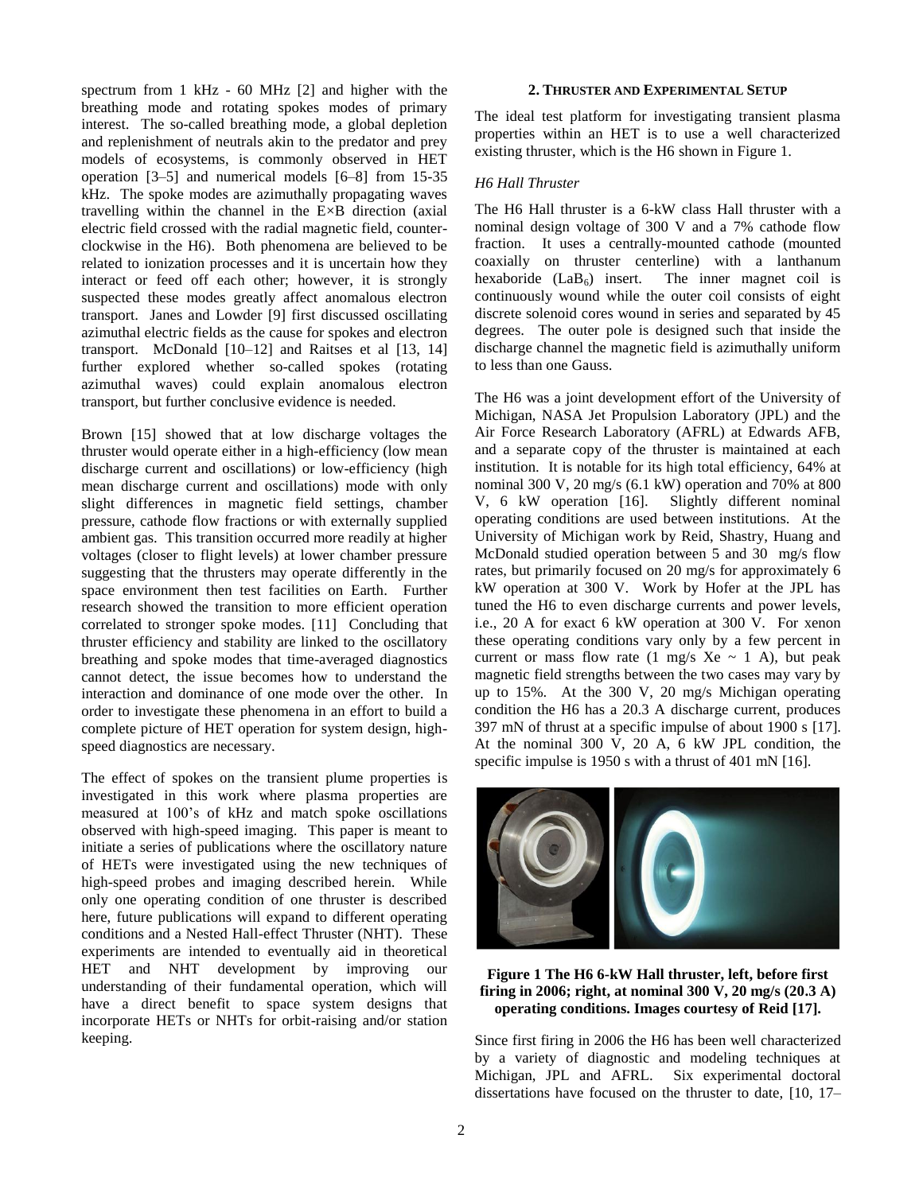spectrum from 1 kHz - 60 MHz [2] and higher with the breathing mode and rotating spokes modes of primary interest. The so-called breathing mode, a global depletion and replenishment of neutrals akin to the predator and prey models of ecosystems, is commonly observed in HET operation [3–5] and numerical models [6–8] from 15-35 kHz. The spoke modes are azimuthally propagating waves travelling within the channel in the E×B direction (axial electric field crossed with the radial magnetic field, counter-clockwise in the H6). Both phenomena are believed to be related to ionization processes and it is uncertain how they interact or feed off each other; however, it is strongly suspected these modes greatly affect anomalous electron transport. Janes and Lowder [9] first discussed oscillating azimuthal electric fields as the cause for spokes and electron transport. McDonald [10–12] and Raitses et al [13, 14] further explored whether so-called spokes (rotating azimuthal waves) could explain anomalous electron transport, but further conclusive evidence is needed.

Brown [15] showed that at low discharge voltages the thruster would operate either in a high-efficiency (low mean discharge current and oscillations) or low-efficiency (high mean discharge current and oscillations) mode with only slight differences in magnetic field settings, chamber pressure, cathode flow fractions or with externally supplied ambient gas. This transition occurred more readily at higher voltages (closer to flight levels) at lower chamber pressure suggesting that the thrusters may operate differently in the space environment then test facilities on Earth. Further research showed the transition to more efficient operation correlated to stronger spoke modes. [11] Concluding that thruster efficiency and stability are linked to the oscillatory breathing and spoke modes that time-averaged diagnostics cannot detect, the issue becomes how to understand the interaction and dominance of one mode over the other. In order to investigate these phenomena in an effort to build a complete picture of HET operation for system design, high-speed diagnostics are necessary.

The effect of spokes on the transient plume properties is investigated in this work where plasma properties are measured at 100's of kHz and match spoke oscillations observed with high-speed imaging. This paper is meant to initiate a series of publications where the oscillatory nature of HETs were investigated using the new techniques of high-speed probes and imaging described herein. While only one operating condition of one thruster is described here, future publications will expand to different operating conditions and a Nested Hall-effect Thruster (NHT). These experiments are intended to eventually aid in theoretical HET and NHT development by improving our understanding of their fundamental operation, which will have a direct benefit to space system designs that incorporate HETs or NHTs for orbit-raising and/or station keeping.

## 2. Thruster and Experimental Setup

The ideal test platform for investigating transient plasma properties within an HET is to use a well characterized existing thruster, which is the H6 shown in Figure 1.

### *H6 Hall Thruster*

The H6 Hall thruster is a 6-kW class Hall thruster with a nominal design voltage of 300 V and a 7% cathode flow fraction. It uses a centrally-mounted cathode (mounted coaxially on thruster centerline) with a lanthanum hexaboride ($LaB_6$) insert. The inner magnet coil is continuously wound while the outer coil consists of eight discrete solenoid cores wound in series and separated by 45 degrees. The outer pole is designed such that inside the discharge channel the magnetic field is azimuthally uniform to less than one Gauss.

The H6 was a joint development effort of the University of Michigan, NASA Jet Propulsion Laboratory (JPL) and the Air Force Research Laboratory (AFRL) at Edwards AFB, and a separate copy of the thruster is maintained at each institution. It is notable for its high total efficiency, 64% at nominal 300 V, 20 mg/s (6.1 kW) operation and 70% at 800 V, 6 kW operation [16]. Slightly different nominal operating conditions are used between institutions. At the University of Michigan work by Reid, Shastry, Huang and McDonald studied operation between 5 and 30 mg/s flow rates, but primarily focused on 20 mg/s for approximately 6 kW operation at 300 V. Work by Hofer at the JPL has tuned the H6 to even discharge currents and power levels, i.e., 20 A for exact 6 kW operation at 300 V. For xenon these operating conditions vary only by a few percent in current or mass flow rate (1 mg/s Xe ~ 1 A), but peak magnetic field strengths between the two cases may vary by up to 15%. At the 300 V, 20 mg/s Michigan operating condition the H6 has a 20.3 A discharge current, produces 397 mN of thrust at a specific impulse of about 1900 s [17]. At the nominal 300 V, 20 A, 6 kW JPL condition, the specific impulse is 1950 s with a thrust of 401 mN [16].

**Figure 1 The H6 6-kW Hall thruster, left, before first firing in 2006; right, at nominal 300 V, 20 mg/s (20.3 A) operating conditions. Images courtesy of Reid [17].**

Since first firing in 2006 the H6 has been well characterized by a variety of diagnostic and modeling techniques at Michigan, JPL and AFRL. Six experimental doctoral dissertations have focused on the thruster to date, [10, 17–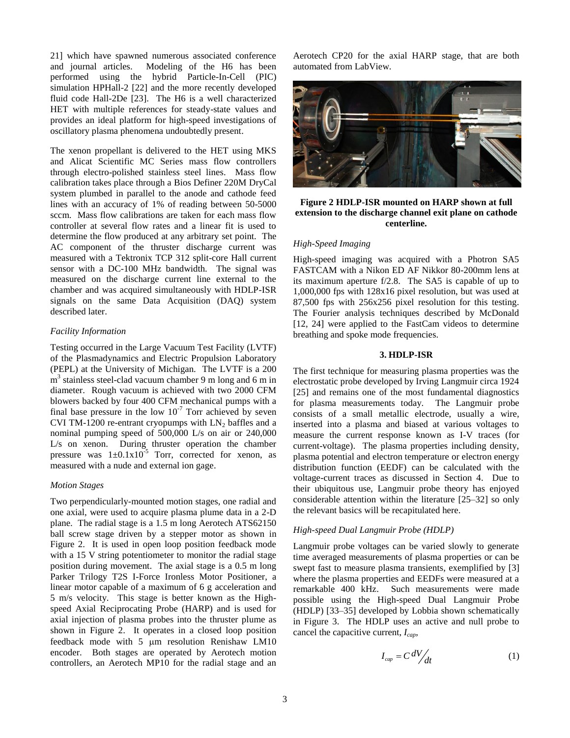21] which have spawned numerous associated conference and journal articles. Modeling of the H6 has been performed using the hybrid Particle-In-Cell (PIC) simulation HPHall-2 [22] and the more recently developed fluid code Hall-2De [23]. The H6 is a well characterized HET with multiple references for steady-state values and provides an ideal platform for high-speed investigations of oscillatory plasma phenomena undoubtedly present.

The xenon propellant is delivered to the HET using MKS and Alicat Scientific MC Series mass flow controllers through electro-polished stainless steel lines. Mass flow calibration takes place through a Bios Definer 220M DryCal system plumbed in parallel to the anode and cathode feed lines with an accuracy of 1% of reading between 50-5000 sccm. Mass flow calibrations are taken for each mass flow controller at several flow rates and a linear fit is used to determine the flow produced at any arbitrary set point. The AC component of the thruster discharge current was measured with a Tektronix TCP 312 split-core Hall current sensor with a DC-100 MHz bandwidth. The signal was measured on the discharge current line external to the chamber and was acquired simultaneously with HDLP-ISR signals on the same Data Acquisition (DAQ) system described later.

*Facility Information*

Testing occurred in the Large Vacuum Test Facility (LVTF) of the Plasmadynamics and Electric Propulsion Laboratory (PEPL) at the University of Michigan. The LVTF is a 200 $m^3$ stainless steel-clad vacuum chamber 9 m long and 6 m in diameter. Rough vacuum is achieved with two 2000 CFM blowers backed by four 400 CFM mechanical pumps with a final base pressure in the low $10^{-7}$ Torr achieved by seven CVI TM-1200 re-entrant cryopumps with $LN_2$ baffles and a nominal pumping speed of 500,000 L/s on air or 240,000 L/s on xenon. During thruster operation the chamber pressure was $1 \pm 0.1 \times 10^{-5}$ Torr, corrected for xenon, as measured with a nude and external ion gage.

*Motion Stages*

Two perpendicularly-mounted motion stages, one radial and one axial, were used to acquire plasma plume data in a 2-D plane. The radial stage is a 1.5 m long Aerotech ATS62150 ball screw stage driven by a stepper motor as shown in Figure 2. It is used in open loop position feedback mode with a 15 V string potentiometer to monitor the radial stage position during movement. The axial stage is a 0.5 m long Parker Trilogy T2S I-Force Ironless Motor Positioner, a linear motor capable of a maximum of 6 g acceleration and 5 m/s velocity. This stage is better known as the High-speed Axial Reciprocating Probe (HARP) and is used for axial injection of plasma probes into the thruster plume as shown in Figure 2. It operates in a closed loop position feedback mode with 5 μm resolution Renishaw LM10 encoder. Both stages are operated by Aerotech motion controllers, an Aerotech MP10 for the radial stage and an Aerotech CP20 for the axial HARP stage, that are both automated from LabView.

**Figure 2 HDLP-ISR mounted on HARP shown at full extension to the discharge channel exit plane on cathode centerline.**

*High-Speed Imaging*

High-speed imaging was acquired with a Photron SA5 FASTCAM with a Nikon ED AF Nikkor 80-200mm lens at its maximum aperture f/2.8. The SA5 is capable of up to 1,000,000 fps with 128x16 pixel resolution, but was used at 87,500 fps with 256x256 pixel resolution for this testing. The Fourier analysis techniques described by McDonald [12, 24] were applied to the FastCam videos to determine breathing and spoke mode frequencies.

### 3. HDLP-ISR

The first technique for measuring plasma properties was the electrostatic probe developed by Irving Langmuir circa 1924 [25] and remains one of the most fundamental diagnostics for plasma measurements today. The Langmuir probe consists of a small metallic electrode, usually a wire, inserted into a plasma and biased at various voltages to measure the current response known as I-V traces (for current-voltage). The plasma properties including density, plasma potential and electron temperature or electron energy distribution function (EEDF) can be calculated with the voltage-current traces as discussed in Section 4. Due to their ubiquitous use, Langmuir probe theory has enjoyed considerable attention within the literature [25–32] so only the relevant basics will be recapitulated here.

*High-speed Dual Langmuir Probe (HDLP)*

Langmuir probe voltages can be varied slowly to generate time averaged measurements of plasma properties or can be swept fast to measure plasma transients, exemplified by [3] where the plasma properties and EEDFs were measured at a remarkable 400 kHz. Such measurements were made possible using the High-speed Dual Langmuir Probe (HDLP) [33–35] developed by Lobbia shown schematically in Figure 3. The HDLP uses an active and null probe to cancel the capacitive current, $I_{cap}$,

$$I_{cap} = C \, dV/dt \tag{1}$$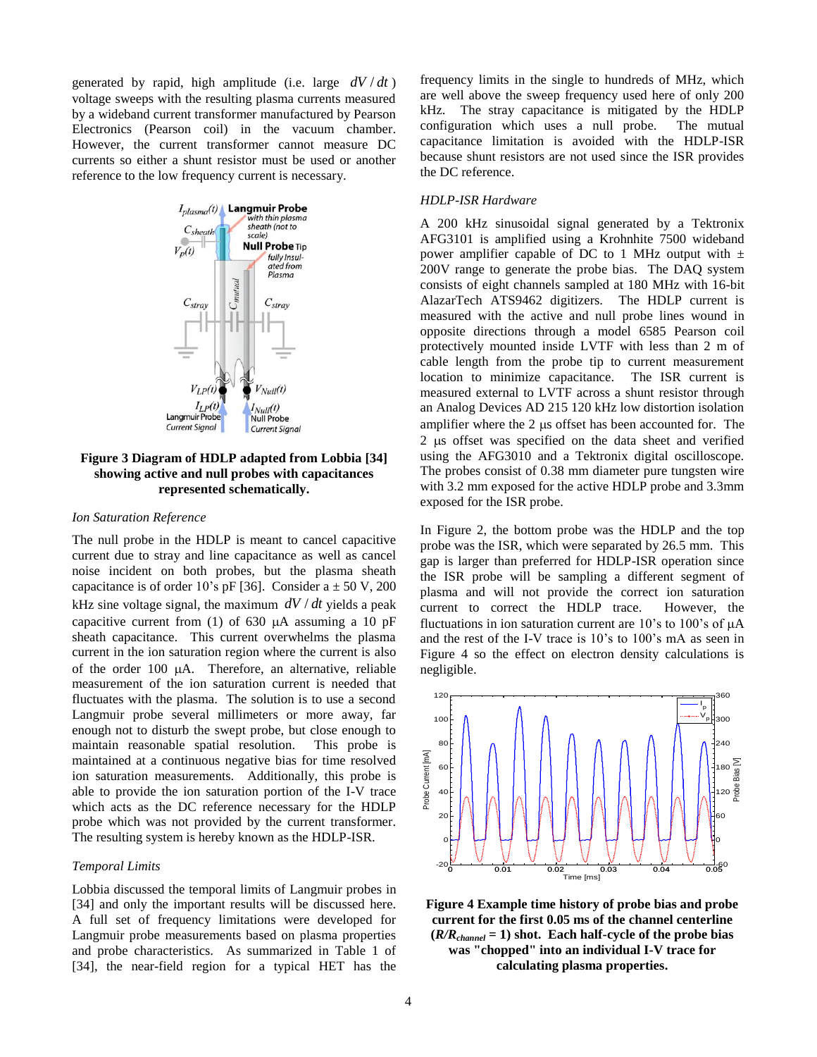generated by rapid, high amplitude (i.e. large $dV/dt$) voltage sweeps with the resulting plasma currents measured by a wideband current transformer manufactured by Pearson Electronics (Pearson coil) in the vacuum chamber. However, the current transformer cannot measure DC currents so either a shunt resistor must be used or another reference to the low frequency current is necessary.

**Figure 3 Diagram of HDLP adapted from Lobbia [34] showing active and null probes with capacitances represented schematically.**

*Ion Saturation Reference*

The null probe in the HDLP is meant to cancel capacitive current due to stray and line capacitance as well as cancel noise incident on both probes, but the plasma sheath capacitance is of order 10's pF [36]. Consider a ± 50 V, 200 kHz sine voltage signal, the maximum $dV/dt$ yields a peak capacitive current from (1) of 630 μA assuming a 10 pF sheath capacitance. This current overwhelms the plasma current in the ion saturation region where the current is also of the order 100 μA. Therefore, an alternative, reliable measurement of the ion saturation current is needed that fluctuates with the plasma. The solution is to use a second Langmuir probe several millimeters or more away, far enough not to disturb the swept probe, but close enough to maintain reasonable spatial resolution. This probe is maintained at a continuous negative bias for time resolved ion saturation measurements. Additionally, this probe is able to provide the ion saturation portion of the I-V trace which acts as the DC reference necessary for the HDLP probe which was not provided by the current transformer. The resulting system is hereby known as the HDLP-ISR.

*Temporal Limits*

Lobbia discussed the temporal limits of Langmuir probes in [34] and only the important results will be discussed here. A full set of frequency limitations were developed for Langmuir probe measurements based on plasma properties and probe characteristics. As summarized in Table 1 of [34], the near-field region for a typical HET has the frequency limits in the single to hundreds of MHz, which are well above the sweep frequency used here of only 200 kHz. The stray capacitance is mitigated by the HDLP configuration which uses a null probe. The mutual capacitance limitation is avoided with the HDLP-ISR because shunt resistors are not used since the ISR provides the DC reference.

*HDLP-ISR Hardware*

A 200 kHz sinusoidal signal generated by a Tektronix AFG3101 is amplified using a Krohnhite 7500 wideband power amplifier capable of DC to 1 MHz output with ± 200V range to generate the probe bias. The DAQ system consists of eight channels sampled at 180 MHz with 16-bit AlazarTech ATS9462 digitizers. The HDLP current is measured with the active and null probe lines wound in opposite directions through a model 6585 Pearson coil protectively mounted inside LVTF with less than 2 m of cable length from the probe tip to current measurement location to minimize capacitance. The ISR current is measured external to LVTF across a shunt resistor through an Analog Devices AD 215 120 kHz low distortion isolation amplifier where the 2 μs offset has been accounted for. The 2 μs offset was specified on the data sheet and verified using the AFG3010 and a Tektronix digital oscilloscope. The probes consist of 0.38 mm diameter pure tungsten wire with 3.2 mm exposed for the active HDLP probe and 3.3mm exposed for the ISR probe.

In Figure 2, the bottom probe was the HDLP and the top probe was the ISR, which were separated by 26.5 mm. This gap is larger than preferred for HDLP-ISR operation since the ISR probe will be sampling a different segment of plasma and will not provide the correct ion saturation current to correct the HDLP trace. However, the fluctuations in ion saturation current are 10's to 100's of μA and the rest of the I-V trace is 10's to 100's mA as seen in Figure 4 so the effect on electron density calculations is negligible.

**Figure 4 Example time history of probe bias and probe current for the first 0.05 ms of the channel centerline ($R/R_{channel}$ = 1) shot. Each half-cycle of the probe bias was "chopped" into an individual I-V trace for calculating plasma properties.**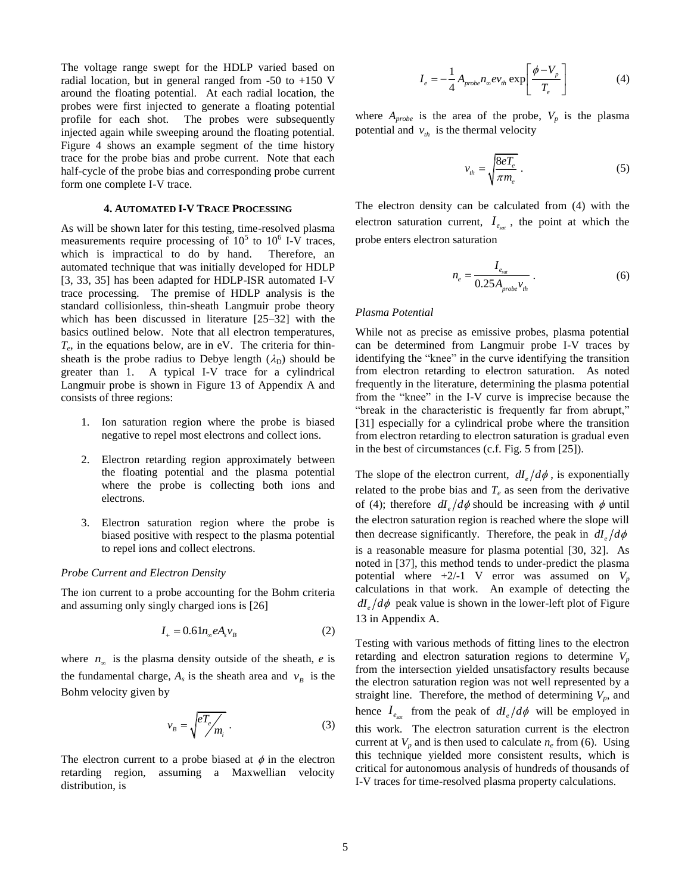The voltage range swept for the HDLP varied based on radial location, but in general ranged from -50 to +150 V around the floating potential. At each radial location, the probes were first injected to generate a floating potential profile for each shot. The probes were subsequently injected again while sweeping around the floating potential. Figure 4 shows an example segment of the time history trace for the probe bias and probe current. Note that each half-cycle of the probe bias and corresponding probe current form one complete I-V trace.

## 4. AUTOMATED I-V TRACE PROCESSING

As will be shown later for this testing, time-resolved plasma measurements require processing of $10^5$ to $10^6$ I-V traces, which is impractical to do by hand. Therefore, an automated technique that was initially developed for HDLP [3, 33, 35] has been adapted for HDLP-ISR automated I-V trace processing. The premise of HDLP analysis is the standard collisionless, thin-sheath Langmuir probe theory which has been discussed in literature [25–32] with the basics outlined below. Note that all electron temperatures, $T_e$, in the equations below, are in eV. The criteria for thin-sheath is the probe radius to Debye length ($\lambda_D$) should be greater than 1. A typical I-V trace for a cylindrical Langmuir probe is shown in Figure 13 of Appendix A and consists of three regions:

1. Ion saturation region where the probe is biased negative to repel most electrons and collect ions.
2. Electron retarding region approximately between the floating potential and the plasma potential where the probe is collecting both ions and electrons.
3. Electron saturation region where the probe is biased positive with respect to the plasma potential to repel ions and collect electrons.

*Probe Current and Electron Density*

The ion current to a probe accounting for the Bohm criteria and assuming only singly charged ions is [26]

$$I_+ = 0.61 n_\infty e A_s v_B \tag{2}$$

where $n_\infty$ is the plasma density outside of the sheath, $e$ is the fundamental charge, $A_s$ is the sheath area and $v_B$ is the Bohm velocity given by

$$v_B = \sqrt{eT_e / m_i}\ . \tag{3}$$

The electron current to a probe biased at $\phi$ in the electron retarding region, assuming a Maxwellian velocity distribution, is

$$I_e = -\frac{1}{4} A_{probe} n_\infty e v_{th} \exp\left[\frac{\phi - V_p}{T_e}\right] \tag{4}$$

where $A_{probe}$ is the area of the probe, $V_p$ is the plasma potential and $v_{th}$ is the thermal velocity

$$v_{th} = \sqrt{\frac{8eT_e}{\pi m_e}}\ . \tag{5}$$

The electron density can be calculated from (4) with the electron saturation current, $I_{e_{sat}}$, the point at which the probe enters electron saturation

$$n_e = \frac{I_{e_{sat}}}{0.25 A_{probe} v_{th}}\ . \tag{6}$$

*Plasma Potential*

While not as precise as emissive probes, plasma potential can be determined from Langmuir probe I-V traces by identifying the "knee" in the curve identifying the transition from electron retarding to electron saturation. As noted frequently in the literature, determining the plasma potential from the "knee" in the I-V curve is imprecise because the "break in the characteristic is frequently far from abrupt," [31] especially for a cylindrical probe where the transition from electron retarding to electron saturation is gradual even in the best of circumstances (c.f. Fig. 5 from [25]).

The slope of the electron current, $dI_e/d\phi$, is exponentially related to the probe bias and $T_e$ as seen from the derivative of (4); therefore $dI_e/d\phi$ should be increasing with $\phi$ until the electron saturation region is reached where the slope will then decrease significantly. Therefore, the peak in $dI_e/d\phi$ is a reasonable measure for plasma potential [30, 32]. As noted in [37], this method tends to under-predict the plasma potential where +2/-1 V error was assumed on $V_p$ calculations in that work. An example of detecting the $dI_e/d\phi$ peak value is shown in the lower-left plot of Figure 13 in Appendix A.

Testing with various methods of fitting lines to the electron retarding and electron saturation regions to determine $V_p$ from the intersection yielded unsatisfactory results because the electron saturation region was not well represented by a straight line. Therefore, the method of determining $V_p$, and hence $I_{e_{sat}}$ from the peak of $dI_e/d\phi$ will be employed in this work. The electron saturation current is the electron current at $V_p$ and is then used to calculate $n_e$ from (6). Using this technique yielded more consistent results, which is critical for autonomous analysis of hundreds of thousands of I-V traces for time-resolved plasma property calculations.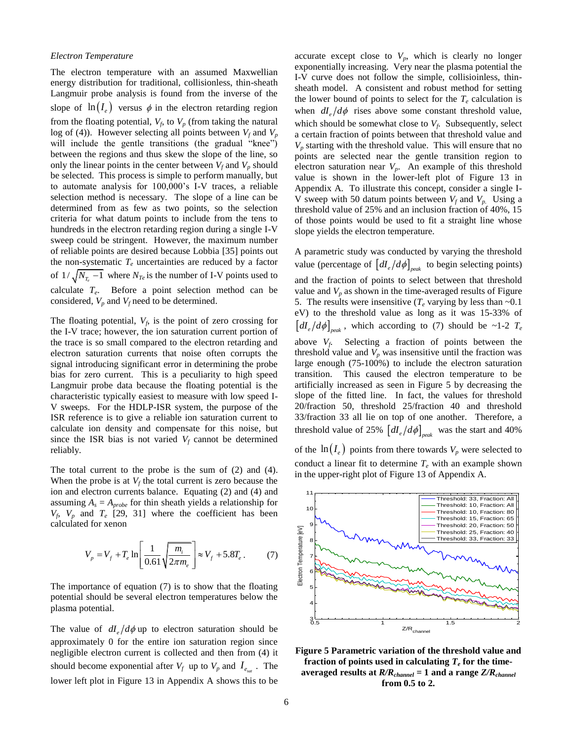*Electron Temperature*

The electron temperature with an assumed Maxwellian energy distribution for traditional, collisionless, thin-sheath Langmuir probe analysis is found from the inverse of the slope of $\ln(I_e)$ versus $\phi$ in the electron retarding region from the floating potential, $V_f$, to $V_p$ (from taking the natural log of (4)). However selecting all points between $V_f$ and $V_p$ will include the gentle transitions (the gradual "knee") between the regions and thus skew the slope of the line, so only the linear points in the center between $V_f$ and $V_p$ should be selected. This process is simple to perform manually, but to automate analysis for 100,000's I-V traces, a reliable selection method is necessary. The slope of a line can be determined from as few as two points, so the selection criteria for what datum points to include from the tens to hundreds in the electron retarding region during a single I-V sweep could be stringent. However, the maximum number of reliable points are desired because Lobbia [35] points out the non-systematic $T_e$ uncertainties are reduced by a factor of $1/\sqrt{N_{T_e}-1}$ where $N_{Te}$ is the number of I-V points used to calculate $T_e$. Before a point selection method can be considered, $V_p$ and $V_f$ need to be determined.

The floating potential, $V_f$, is the point of zero crossing for the I-V trace; however, the ion saturation current portion of the trace is so small compared to the electron retarding and electron saturation currents that noise often corrupts the signal introducing significant error in determining the probe bias for zero current. This is a peculiarity to high speed Langmuir probe data because the floating potential is the characteristic typically easiest to measure with low speed I-V sweeps. For the HDLP-ISR system, the purpose of the ISR reference is to give a reliable ion saturation current to calculate ion density and compensate for this noise, but since the ISR bias is not varied $V_f$ cannot be determined reliably.

The total current to the probe is the sum of (2) and (4). When the probe is at $V_f$ the total current is zero because the ion and electron currents balance. Equating (2) and (4) and assuming $A_s = A_{probe}$ for thin sheath yields a relationship for $V_f$, $V_p$ and $T_e$ [29, 31] where the coefficient has been calculated for xenon

$$V_p = V_f + T_e \ln\left[\frac{1}{0.61}\sqrt{\frac{m_i}{2\pi m_e}}\right] \approx V_f + 5.8T_e . \qquad (7)$$

The importance of equation (7) is to show that the floating potential should be several electron temperatures below the plasma potential.

The value of $dI_e/d\phi$ up to electron saturation should be approximately 0 for the entire ion saturation region since negligible electron current is collected and then from (4) it should become exponential after $V_f$ up to $V_p$ and $I_{e_{sat}}$. The lower left plot in Figure 13 in Appendix A shows this to be accurate except close to $V_p$, which is clearly no longer exponentially increasing. Very near the plasma potential the I-V curve does not follow the simple, collisioinless, thin-sheath model. A consistent and robust method for setting the lower bound of points to select for the $T_e$ calculation is when $dI_e/d\phi$ rises above some constant threshold value, which should be somewhat close to $V_f$. Subsequently, select a certain fraction of points between that threshold value and $V_p$ starting with the threshold value. This will ensure that no points are selected near the gentle transition region to electron saturation near $V_p$. An example of this threshold value is shown in the lower-left plot of Figure 13 in Appendix A. To illustrate this concept, consider a single I-V sweep with 50 datum points between $V_f$ and $V_p$. Using a threshold value of 25% and an inclusion fraction of 40%, 15 of those points would be used to fit a straight line whose slope yields the electron temperature.

A parametric study was conducted by varying the threshold value (percentage of $[dI_e/d\phi]_{peak}$ to begin selecting points) and the fraction of points to select between that threshold value and $V_p$ as shown in the time-averaged results of Figure 5. The results were insensitive ($T_e$ varying by less than ~0.1 eV) to the threshold value as long as it was 15-33% of $[dI_e/d\phi]_{peak}$, which according to (7) should be ~1-2 $T_e$ above $V_f$. Selecting a fraction of points between the threshold value and $V_p$ was insensitive until the fraction was large enough (75-100%) to include the electron saturation transition. This caused the electron temperature to be artificially increased as seen in Figure 5 by decreasing the slope of the fitted line. In fact, the values for threshold 20/fraction 50, threshold 25/fraction 40 and threshold 33/fraction 33 all lie on top of one another. Therefore, a threshold value of 25% $[dI_e/d\phi]_{peak}$ was the start and 40% of the $\ln(I_e)$ points from there towards $V_p$ were selected to conduct a linear fit to determine $T_e$ with an example shown in the upper-right plot of Figure 13 of Appendix A.

**Figure 5 Parametric variation of the threshold value and fraction of points used in calculating $T_e$ for the time-averaged results at $R/R_{channel}$ = 1 and a range $Z/R_{channel}$ from 0.5 to 2.**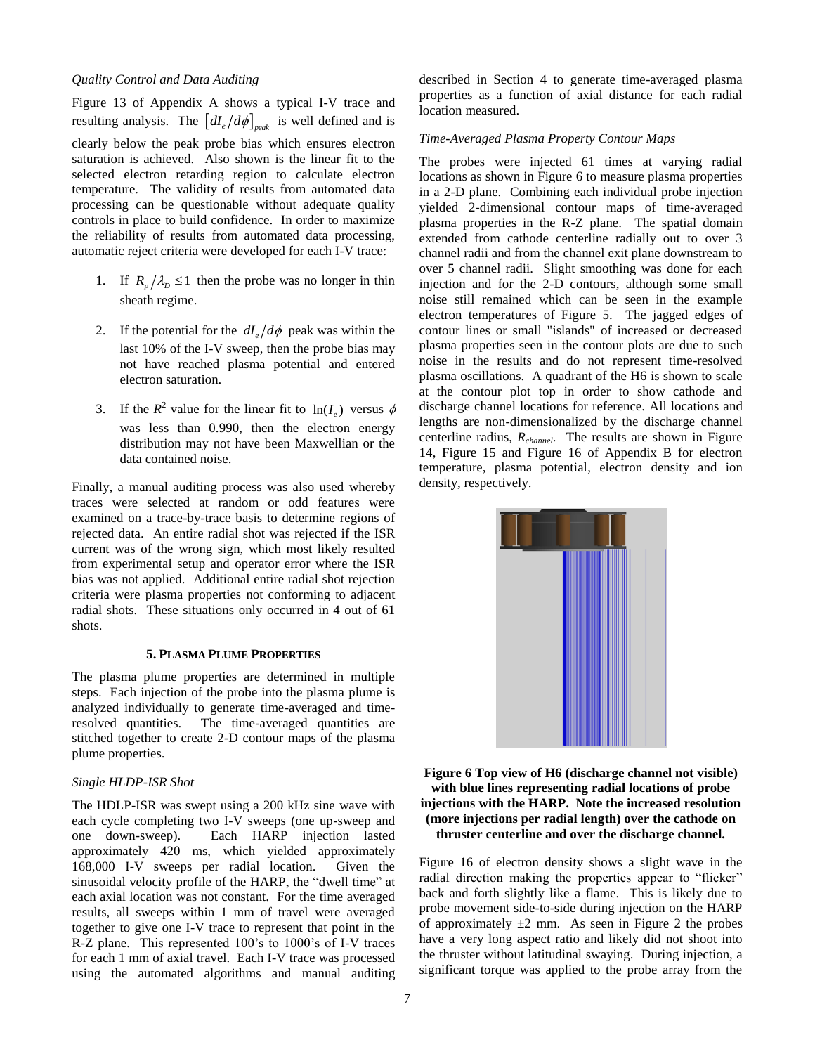*Quality Control and Data Auditing*

Figure 13 of Appendix A shows a typical I-V trace and resulting analysis. The $\left[dI_e/d\phi\right]_{peak}$ is well defined and is clearly below the peak probe bias which ensures electron saturation is achieved. Also shown is the linear fit to the selected electron retarding region to calculate electron temperature. The validity of results from automated data processing can be questionable without adequate quality controls in place to build confidence. In order to maximize the reliability of results from automated data processing, automatic reject criteria were developed for each I-V trace:

1. If $R_p/\lambda_D \leq 1$ then the probe was no longer in thin sheath regime.
2. If the potential for the $dI_e/d\phi$ peak was within the last 10% of the I-V sweep, then the probe bias may not have reached plasma potential and entered electron saturation.
3. If the $R^2$ value for the linear fit to $\ln(I_e)$ versus $\phi$ was less than 0.990, then the electron energy distribution may not have been Maxwellian or the data contained noise.

Finally, a manual auditing process was also used whereby traces were selected at random or odd features were examined on a trace-by-trace basis to determine regions of rejected data. An entire radial shot was rejected if the ISR current was of the wrong sign, which most likely resulted from experimental setup and operator error where the ISR bias was not applied. Additional entire radial shot rejection criteria were plasma properties not conforming to adjacent radial shots. These situations only occurred in 4 out of 61 shots.

## 5. Plasma Plume Properties

The plasma plume properties are determined in multiple steps. Each injection of the probe into the plasma plume is analyzed individually to generate time-averaged and time-resolved quantities. The time-averaged quantities are stitched together to create 2-D contour maps of the plasma plume properties.

*Single HLDP-ISR Shot*

The HDLP-ISR was swept using a 200 kHz sine wave with each cycle completing two I-V sweeps (one up-sweep and one down-sweep). Each HARP injection lasted approximately 420 ms, which yielded approximately 168,000 I-V sweeps per radial location. Given the sinusoidal velocity profile of the HARP, the "dwell time" at each axial location was not constant. For the time averaged results, all sweeps within 1 mm of travel were averaged together to give one I-V trace to represent that point in the R-Z plane. This represented 100's to 1000's of I-V traces for each 1 mm of axial travel. Each I-V trace was processed using the automated algorithms and manual auditing described in Section 4 to generate time-averaged plasma properties as a function of axial distance for each radial location measured.

*Time-Averaged Plasma Property Contour Maps*

The probes were injected 61 times at varying radial locations as shown in Figure 6 to measure plasma properties in a 2-D plane. Combining each individual probe injection yielded 2-dimensional contour maps of time-averaged plasma properties in the R-Z plane. The spatial domain extended from cathode centerline radially out to over 3 channel radii and from the channel exit plane downstream to over 5 channel radii. Slight smoothing was done for each injection and for the 2-D contours, although some small noise still remained which can be seen in the example electron temperatures of Figure 5. The jagged edges of contour lines or small "islands" of increased or decreased plasma properties seen in the contour plots are due to such noise in the results and do not represent time-resolved plasma oscillations. A quadrant of the H6 is shown to scale at the contour plot top in order to show cathode and discharge channel locations for reference. All locations and lengths are non-dimensionalized by the discharge channel centerline radius, $R_{channel}$. The results are shown in Figure 14, Figure 15 and Figure 16 of Appendix B for electron temperature, plasma potential, electron density and ion density, respectively.

**Figure 6 Top view of H6 (discharge channel not visible) with blue lines representing radial locations of probe injections with the HARP. Note the increased resolution (more injections per radial length) over the cathode on thruster centerline and over the discharge channel.**

Figure 16 of electron density shows a slight wave in the radial direction making the properties appear to "flicker" back and forth slightly like a flame. This is likely due to probe movement side-to-side during injection on the HARP of approximately ±2 mm. As seen in Figure 2 the probes have a very long aspect ratio and likely did not shoot into the thruster without latitudinal swaying. During injection, a significant torque was applied to the probe array from the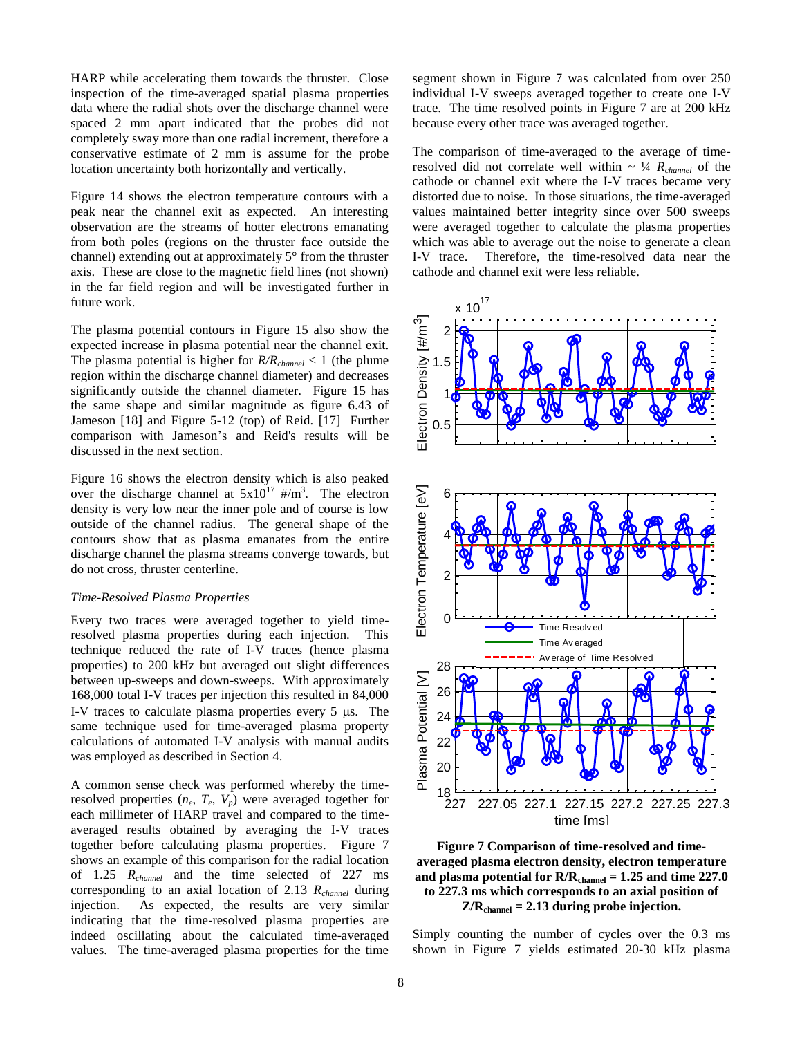HARP while accelerating them towards the thruster. Close inspection of the time-averaged spatial plasma properties data where the radial shots over the discharge channel were spaced 2 mm apart indicated that the probes did not completely sway more than one radial increment, therefore a conservative estimate of 2 mm is assume for the probe location uncertainty both horizontally and vertically.

Figure 14 shows the electron temperature contours with a peak near the channel exit as expected. An interesting observation are the streams of hotter electrons emanating from both poles (regions on the thruster face outside the channel) extending out at approximately 5° from the thruster axis. These are close to the magnetic field lines (not shown) in the far field region and will be investigated further in future work.

The plasma potential contours in Figure 15 also show the expected increase in plasma potential near the channel exit. The plasma potential is higher for $R/R_{channel} < 1$ (the plume region within the discharge channel diameter) and decreases significantly outside the channel diameter. Figure 15 has the same shape and similar magnitude as figure 6.43 of Jameson [18] and Figure 5-12 (top) of Reid. [17] Further comparison with Jameson's and Reid's results will be discussed in the next section.

Figure 16 shows the electron density which is also peaked over the discharge channel at $5\text{x}10^{17}$ #/m$^3$. The electron density is very low near the inner pole and of course is low outside of the channel radius. The general shape of the contours show that as plasma emanates from the entire discharge channel the plasma streams converge towards, but do not cross, thruster centerline.

### *Time-Resolved Plasma Properties*

Every two traces were averaged together to yield time-resolved plasma properties during each injection. This technique reduced the rate of I-V traces (hence plasma properties) to 200 kHz but averaged out slight differences between up-sweeps and down-sweeps. With approximately 168,000 total I-V traces per injection this resulted in 84,000 I-V traces to calculate plasma properties every 5 μs. The same technique used for time-averaged plasma property calculations of automated I-V analysis with manual audits was employed as described in Section 4.

A common sense check was performed whereby the time-resolved properties ($n_e$, $T_e$, $V_p$) were averaged together for each millimeter of HARP travel and compared to the time-averaged results obtained by averaging the I-V traces together before calculating plasma properties. Figure 7 shows an example of this comparison for the radial location of 1.25 $R_{channel}$ and the time selected of 227 ms corresponding to an axial location of 2.13 $R_{channel}$ during injection. As expected, the results are very similar indicating that the time-resolved plasma properties are indeed oscillating about the calculated time-averaged values. The time-averaged plasma properties for the time segment shown in Figure 7 was calculated from over 250 individual I-V sweeps averaged together to create one I-V trace. The time resolved points in Figure 7 are at 200 kHz because every other trace was averaged together.

The comparison of time-averaged to the average of time-resolved did not correlate well within ~ ¼ $R_{channel}$ of the cathode or channel exit where the I-V traces became very distorted due to noise. In those situations, the time-averaged values maintained better integrity since over 500 sweeps were averaged together to calculate the plasma properties which was able to average out the noise to generate a clean I-V trace. Therefore, the time-resolved data near the cathode and channel exit were less reliable.

**Figure 7 Comparison of time-resolved and time-averaged plasma electron density, electron temperature and plasma potential for $R/R_{channel}$ = 1.25 and time 227.0 to 227.3 ms which corresponds to an axial position of $Z/R_{channel}$ = 2.13 during probe injection.**

Simply counting the number of cycles over the 0.3 ms shown in Figure 7 yields estimated 20-30 kHz plasma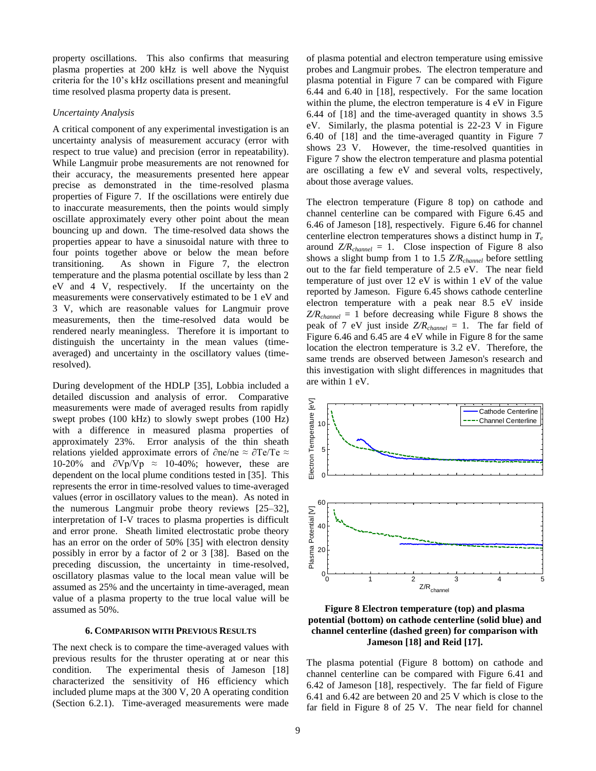property oscillations. This also confirms that measuring plasma properties at 200 kHz is well above the Nyquist criteria for the 10's kHz oscillations present and meaningful time resolved plasma property data is present.

*Uncertainty Analysis*

A critical component of any experimental investigation is an uncertainty analysis of measurement accuracy (error with respect to true value) and precision (error in repeatability). While Langmuir probe measurements are not renowned for their accuracy, the measurements presented here appear precise as demonstrated in the time-resolved plasma properties of Figure 7. If the oscillations were entirely due to inaccurate measurements, then the points would simply oscillate approximately every other point about the mean bouncing up and down. The time-resolved data shows the properties appear to have a sinusoidal nature with three to four points together above or below the mean before transitioning. As shown in Figure 7, the electron temperature and the plasma potential oscillate by less than 2 eV and 4 V, respectively. If the uncertainty on the measurements were conservatively estimated to be 1 eV and 3 V, which are reasonable values for Langmuir prove measurements, then the time-resolved data would be rendered nearly meaningless. Therefore it is important to distinguish the uncertainty in the mean values (time-averaged) and uncertainty in the oscillatory values (time-resolved).

During development of the HDLP [35], Lobbia included a detailed discussion and analysis of error. Comparative measurements were made of averaged results from rapidly swept probes (100 kHz) to slowly swept probes (100 Hz) with a difference in measured plasma properties of approximately 23%. Error analysis of the thin sheath relations yielded approximate errors of $\partial ne/ne \approx \partial Te/Te \approx$ 10-20% and $\partial Vp/Vp \approx$ 10-40%; however, these are dependent on the local plume conditions tested in [35]. This represents the error in time-resolved values to time-averaged values (error in oscillatory values to the mean). As noted in the numerous Langmuir probe theory reviews [25–32], interpretation of I-V traces to plasma properties is difficult and error prone. Sheath limited electrostatic probe theory has an error on the order of 50% [35] with electron density possibly in error by a factor of 2 or 3 [38]. Based on the preceding discussion, the uncertainty in time-resolved, oscillatory plasmas value to the local mean value will be assumed as 25% and the uncertainty in time-averaged, mean value of a plasma property to the true local value will be assumed as 50%.

## 6. Comparison with Previous Results

The next check is to compare the time-averaged values with previous results for the thruster operating at or near this condition. The experimental thesis of Jameson [18] characterized the sensitivity of H6 efficiency which included plume maps at the 300 V, 20 A operating condition (Section 6.2.1). Time-averaged measurements were made of plasma potential and electron temperature using emissive probes and Langmuir probes. The electron temperature and plasma potential in Figure 7 can be compared with Figure 6.44 and 6.40 in [18], respectively. For the same location within the plume, the electron temperature is 4 eV in Figure 6.44 of [18] and the time-averaged quantity in shows 3.5 eV. Similarly, the plasma potential is 22-23 V in Figure 6.40 of [18] and the time-averaged quantity in Figure 7 shows 23 V. However, the time-resolved quantities in Figure 7 show the electron temperature and plasma potential are oscillating a few eV and several volts, respectively, about those average values.

The electron temperature (Figure 8 top) on cathode and channel centerline can be compared with Figure 6.45 and 6.46 of Jameson [18], respectively. Figure 6.46 for channel centerline electron temperatures shows a distinct hump in $T_e$ around $Z/R_{channel}$ = 1. Close inspection of Figure 8 also shows a slight bump from 1 to 1.5 $Z/R_{channel}$ before settling out to the far field temperature of 2.5 eV. The near field temperature of just over 12 eV is within 1 eV of the value reported by Jameson. Figure 6.45 shows cathode centerline electron temperature with a peak near 8.5 eV inside $Z/R_{channel}$ = 1 before decreasing while Figure 8 shows the peak of 7 eV just inside $Z/R_{channel}$ = 1. The far field of Figure 6.46 and 6.45 are 4 eV while in Figure 8 for the same location the electron temperature is 3.2 eV. Therefore, the same trends are observed between Jameson's research and this investigation with slight differences in magnitudes that are within 1 eV.

**Figure 8 Electron temperature (top) and plasma potential (bottom) on cathode centerline (solid blue) and channel centerline (dashed green) for comparison with Jameson [18] and Reid [17].**

The plasma potential (Figure 8 bottom) on cathode and channel centerline can be compared with Figure 6.41 and 6.42 of Jameson [18], respectively. The far field of Figure 6.41 and 6.42 are between 20 and 25 V which is close to the far field in Figure 8 of 25 V. The near field for channel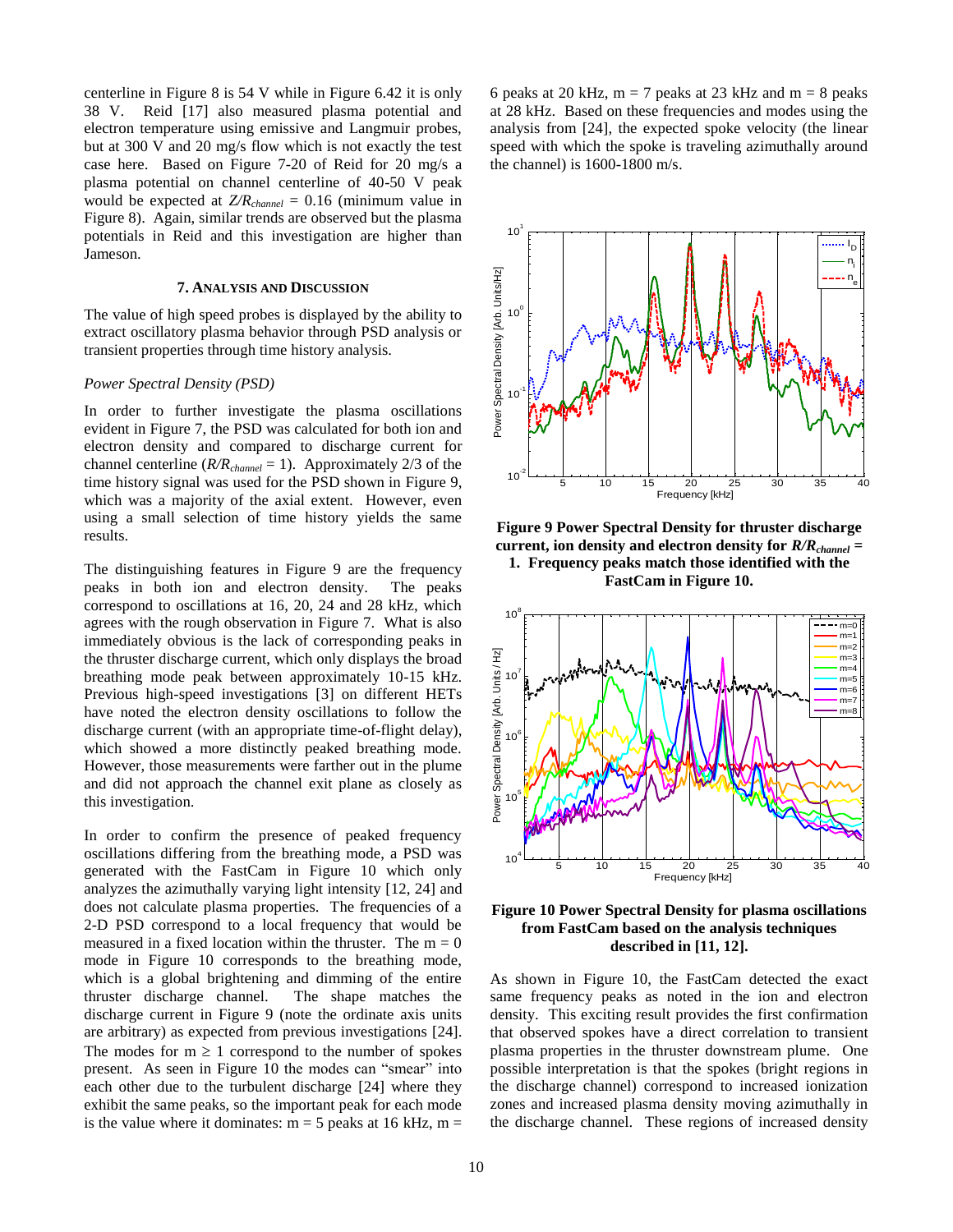centerline in Figure 8 is 54 V while in Figure 6.42 it is only 38 V. Reid [17] also measured plasma potential and electron temperature using emissive and Langmuir probes, but at 300 V and 20 mg/s flow which is not exactly the test case here. Based on Figure 7-20 of Reid for 20 mg/s a plasma potential on channel centerline of 40-50 V peak would be expected at $Z/R_{channel}$ = 0.16 (minimum value in Figure 8). Again, similar trends are observed but the plasma potentials in Reid and this investigation are higher than Jameson.

## 7. Analysis and Discussion

The value of high speed probes is displayed by the ability to extract oscillatory plasma behavior through PSD analysis or transient properties through time history analysis.

### *Power Spectral Density (PSD)*

In order to further investigate the plasma oscillations evident in Figure 7, the PSD was calculated for both ion and electron density and compared to discharge current for channel centerline ($R/R_{channel}$ = 1). Approximately 2/3 of the time history signal was used for the PSD shown in Figure 9, which was a majority of the axial extent. However, even using a small selection of time history yields the same results.

The distinguishing features in Figure 9 are the frequency peaks in both ion and electron density. The peaks correspond to oscillations at 16, 20, 24 and 28 kHz, which agrees with the rough observation in Figure 7. What is also immediately obvious is the lack of corresponding peaks in the thruster discharge current, which only displays the broad breathing mode peak between approximately 10-15 kHz. Previous high-speed investigations [3] on different HETs have noted the electron density oscillations to follow the discharge current (with an appropriate time-of-flight delay), which showed a more distinctly peaked breathing mode. However, those measurements were farther out in the plume and did not approach the channel exit plane as closely as this investigation.

In order to confirm the presence of peaked frequency oscillations differing from the breathing mode, a PSD was generated with the FastCam in Figure 10 which only analyzes the azimuthally varying light intensity [12, 24] and does not calculate plasma properties. The frequencies of a 2-D PSD correspond to a local frequency that would be measured in a fixed location within the thruster. The m = 0 mode in Figure 10 corresponds to the breathing mode, which is a global brightening and dimming of the entire thruster discharge channel. The shape matches the discharge current in Figure 9 (note the ordinate axis units are arbitrary) as expected from previous investigations [24]. The modes for m ≥ 1 correspond to the number of spokes present. As seen in Figure 10 the modes can "smear" into each other due to the turbulent discharge [24] where they exhibit the same peaks, so the important peak for each mode is the value where it dominates: m = 5 peaks at 16 kHz, m = 6 peaks at 20 kHz, m = 7 peaks at 23 kHz and m = 8 peaks at 28 kHz. Based on these frequencies and modes using the analysis from [24], the expected spoke velocity (the linear speed with which the spoke is traveling azimuthally around the channel) is 1600-1800 m/s.

**Figure 9 Power Spectral Density for thruster discharge current, ion density and electron density for $R/R_{channel}$ = 1. Frequency peaks match those identified with the FastCam in Figure 10.**

**Figure 10 Power Spectral Density for plasma oscillations from FastCam based on the analysis techniques described in [11, 12].**

As shown in Figure 10, the FastCam detected the exact same frequency peaks as noted in the ion and electron density. This exciting result provides the first confirmation that observed spokes have a direct correlation to transient plasma properties in the thruster downstream plume. One possible interpretation is that the spokes (bright regions in the discharge channel) correspond to increased ionization zones and increased plasma density moving azimuthally in the discharge channel. These regions of increased density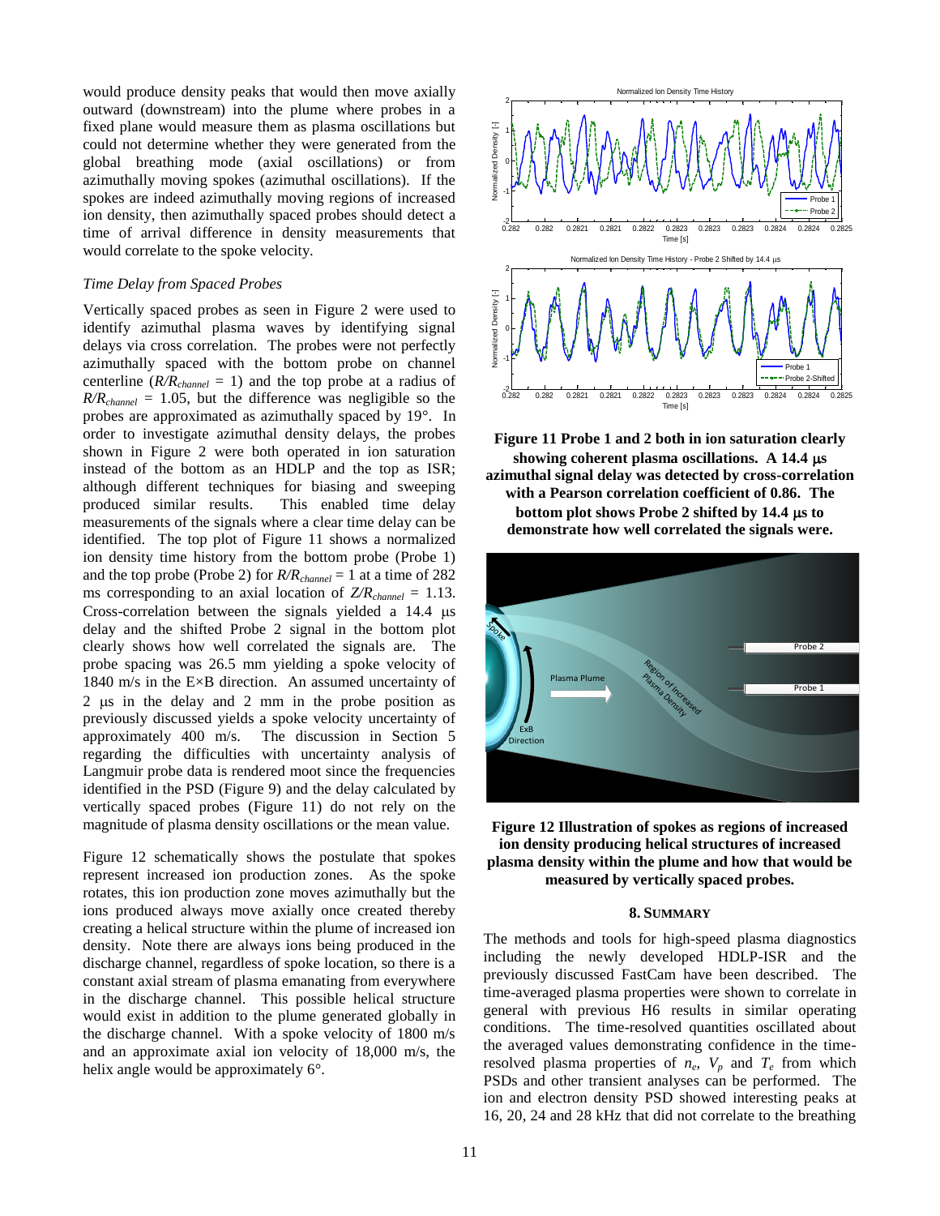would produce density peaks that would then move axially outward (downstream) into the plume where probes in a fixed plane would measure them as plasma oscillations but could not determine whether they were generated from the global breathing mode (axial oscillations) or from azimuthally moving spokes (azimuthal oscillations). If the spokes are indeed azimuthally moving regions of increased ion density, then azimuthally spaced probes should detect a time of arrival difference in density measurements that would correlate to the spoke velocity.

### *Time Delay from Spaced Probes*

Vertically spaced probes as seen in Figure 2 were used to identify azimuthal plasma waves by identifying signal delays via cross correlation. The probes were not perfectly azimuthally spaced with the bottom probe on channel centerline ($R/R_{channel} = 1$) and the top probe at a radius of $R/R_{channel} = 1.05$, but the difference was negligible so the probes are approximated as azimuthally spaced by 19°. In order to investigate azimuthal density delays, the probes shown in Figure 2 were both operated in ion saturation instead of the bottom as an HDLP and the top as ISR; although different techniques for biasing and sweeping produced similar results. This enabled time delay measurements of the signals where a clear time delay can be identified. The top plot of Figure 11 shows a normalized ion density time history from the bottom probe (Probe 1) and the top probe (Probe 2) for $R/R_{channel} = 1$ at a time of 282 ms corresponding to an axial location of $Z/R_{channel} = 1.13$. Cross-correlation between the signals yielded a 14.4 μs delay and the shifted Probe 2 signal in the bottom plot clearly shows how well correlated the signals are. The probe spacing was 26.5 mm yielding a spoke velocity of 1840 m/s in the E×B direction. An assumed uncertainty of 2 μs in the delay and 2 mm in the probe position as previously discussed yields a spoke velocity uncertainty of approximately 400 m/s. The discussion in Section 5 regarding the difficulties with uncertainty analysis of Langmuir probe data is rendered moot since the frequencies identified in the PSD (Figure 9) and the delay calculated by vertically spaced probes (Figure 11) do not rely on the magnitude of plasma density oscillations or the mean value.

Figure 12 schematically shows the postulate that spokes represent increased ion production zones. As the spoke rotates, this ion production zone moves azimuthally but the ions produced always move axially once created thereby creating a helical structure within the plume of increased ion density. Note there are always ions being produced in the discharge channel, regardless of spoke location, so there is a constant axial stream of plasma emanating from everywhere in the discharge channel. This possible helical structure would exist in addition to the plume generated globally in the discharge channel. With a spoke velocity of 1800 m/s and an approximate axial ion velocity of 18,000 m/s, the helix angle would be approximately 6°.

**Figure 11 Probe 1 and 2 both in ion saturation clearly showing coherent plasma oscillations. A 14.4 μs azimuthal signal delay was detected by cross-correlation with a Pearson correlation coefficient of 0.86. The bottom plot shows Probe 2 shifted by 14.4 μs to demonstrate how well correlated the signals were.**

**Figure 12 Illustration of spokes as regions of increased ion density producing helical structures of increased plasma density within the plume and how that would be measured by vertically spaced probes.**

## 8. SUMMARY

The methods and tools for high-speed plasma diagnostics including the newly developed HDLP-ISR and the previously discussed FastCam have been described. The time-averaged plasma properties were shown to correlate in general with previous H6 results in similar operating conditions. The time-resolved quantities oscillated about the averaged values demonstrating confidence in the time-resolved plasma properties of $n_e$, $V_p$ and $T_e$ from which PSDs and other transient analyses can be performed. The ion and electron density PSD showed interesting peaks at 16, 20, 24 and 28 kHz that did not correlate to the breathing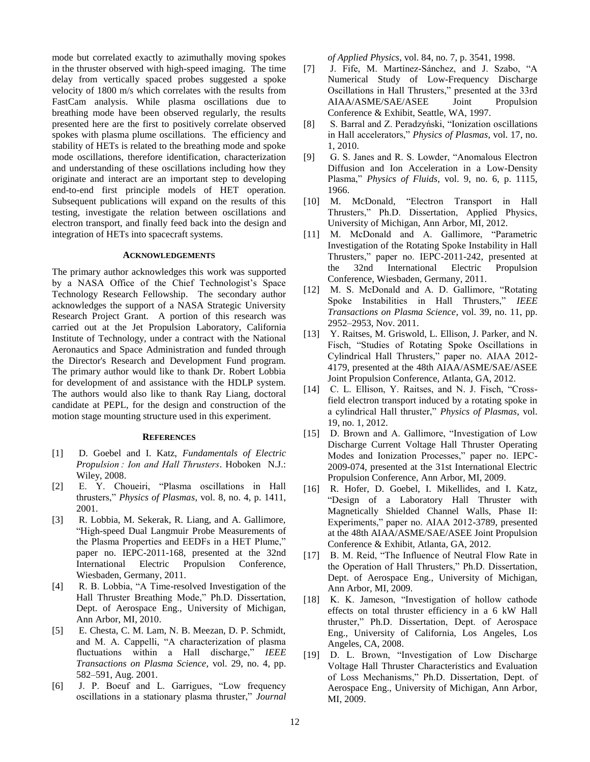mode but correlated exactly to azimuthally moving spokes in the thruster observed with high-speed imaging. The time delay from vertically spaced probes suggested a spoke velocity of 1800 m/s which correlates with the results from FastCam analysis. While plasma oscillations due to breathing mode have been observed regularly, the results presented here are the first to positively correlate observed spokes with plasma plume oscillations. The efficiency and stability of HETs is related to the breathing mode and spoke mode oscillations, therefore identification, characterization and understanding of these oscillations including how they originate and interact are an important step to developing end-to-end first principle models of HET operation. Subsequent publications will expand on the results of this testing, investigate the relation between oscillations and electron transport, and finally feed back into the design and integration of HETs into spacecraft systems.

## Acknowledgements

The primary author acknowledges this work was supported by a NASA Office of the Chief Technologist's Space Technology Research Fellowship. The secondary author acknowledges the support of a NASA Strategic University Research Project Grant. A portion of this research was carried out at the Jet Propulsion Laboratory, California Institute of Technology, under a contract with the National Aeronautics and Space Administration and funded through the Director's Research and Development Fund program. The primary author would like to thank Dr. Robert Lobbia for development of and assistance with the HDLP system. The authors would also like to thank Ray Liang, doctoral candidate at PEPL, for the design and construction of the motion stage mounting structure used in this experiment.

## References

[1] D. Goebel and I. Katz, *Fundamentals of Electric Propulsion : Ion and Hall Thrusters*. Hoboken N.J.: Wiley, 2008.

[2] E. Y. Choueiri, "Plasma oscillations in Hall thrusters," *Physics of Plasmas*, vol. 8, no. 4, p. 1411, 2001.

[3] R. Lobbia, M. Sekerak, R. Liang, and A. Gallimore, "High-speed Dual Langmuir Probe Measurements of the Plasma Properties and EEDFs in a HET Plume," paper no. IEPC-2011-168, presented at the 32nd International Electric Propulsion Conference, Wiesbaden, Germany, 2011.

[4] R. B. Lobbia, "A Time-resolved Investigation of the Hall Thruster Breathing Mode," Ph.D. Dissertation, Dept. of Aerospace Eng., University of Michigan, Ann Arbor, MI, 2010.

[5] E. Chesta, C. M. Lam, N. B. Meezan, D. P. Schmidt, and M. A. Cappelli, "A characterization of plasma fluctuations within a Hall discharge," *IEEE Transactions on Plasma Science*, vol. 29, no. 4, pp. 582–591, Aug. 2001.

[6] J. P. Boeuf and L. Garrigues, "Low frequency oscillations in a stationary plasma thruster," *Journal of Applied Physics*, vol. 84, no. 7, p. 3541, 1998.

[7] J. Fife, M. Martínez-Sánchez, and J. Szabo, "A Numerical Study of Low-Frequency Discharge Oscillations in Hall Thrusters," presented at the 33rd AIAA/ASME/SAE/ASEE Joint Propulsion Conference & Exhibit, Seattle, WA, 1997.

[8] S. Barral and Z. Peradzyński, "Ionization oscillations in Hall accelerators," *Physics of Plasmas*, vol. 17, no. 1, 2010.

[9] G. S. Janes and R. S. Lowder, "Anomalous Electron Diffusion and Ion Acceleration in a Low-Density Plasma," *Physics of Fluids*, vol. 9, no. 6, p. 1115, 1966.

[10] M. McDonald, "Electron Transport in Hall Thrusters," Ph.D. Dissertation, Applied Physics, University of Michigan, Ann Arbor, MI, 2012.

[11] M. McDonald and A. Gallimore, "Parametric Investigation of the Rotating Spoke Instability in Hall Thrusters," paper no. IEPC-2011-242, presented at the 32nd International Electric Propulsion Conference, Wiesbaden, Germany, 2011.

[12] M. S. McDonald and A. D. Gallimore, "Rotating Spoke Instabilities in Hall Thrusters," *IEEE Transactions on Plasma Science*, vol. 39, no. 11, pp. 2952–2953, Nov. 2011.

[13] Y. Raitses, M. Griswold, L. Ellison, J. Parker, and N. Fisch, "Studies of Rotating Spoke Oscillations in Cylindrical Hall Thrusters," paper no. AIAA 2012-4179, presented at the 48th AIAA/ASME/SAE/ASEE Joint Propulsion Conference, Atlanta, GA, 2012.

[14] C. L. Ellison, Y. Raitses, and N. J. Fisch, "Cross-field electron transport induced by a rotating spoke in a cylindrical Hall thruster," *Physics of Plasmas*, vol. 19, no. 1, 2012.

[15] D. Brown and A. Gallimore, "Investigation of Low Discharge Current Voltage Hall Thruster Operating Modes and Ionization Processes," paper no. IEPC-2009-074, presented at the 31st International Electric Propulsion Conference, Ann Arbor, MI, 2009.

[16] R. Hofer, D. Goebel, I. Mikellides, and I. Katz, "Design of a Laboratory Hall Thruster with Magnetically Shielded Channel Walls, Phase II: Experiments," paper no. AIAA 2012-3789, presented at the 48th AIAA/ASME/SAE/ASEE Joint Propulsion Conference & Exhibit, Atlanta, GA, 2012.

[17] B. M. Reid, "The Influence of Neutral Flow Rate in the Operation of Hall Thrusters," Ph.D. Dissertation, Dept. of Aerospace Eng., University of Michigan, Ann Arbor, MI, 2009.

[18] K. K. Jameson, "Investigation of hollow cathode effects on total thruster efficiency in a 6 kW Hall thruster," Ph.D. Dissertation, Dept. of Aerospace Eng., University of California, Los Angeles, Los Angeles, CA, 2008.

[19] D. L. Brown, "Investigation of Low Discharge Voltage Hall Thruster Characteristics and Evaluation of Loss Mechanisms," Ph.D. Dissertation, Dept. of Aerospace Eng., University of Michigan, Ann Arbor, MI, 2009.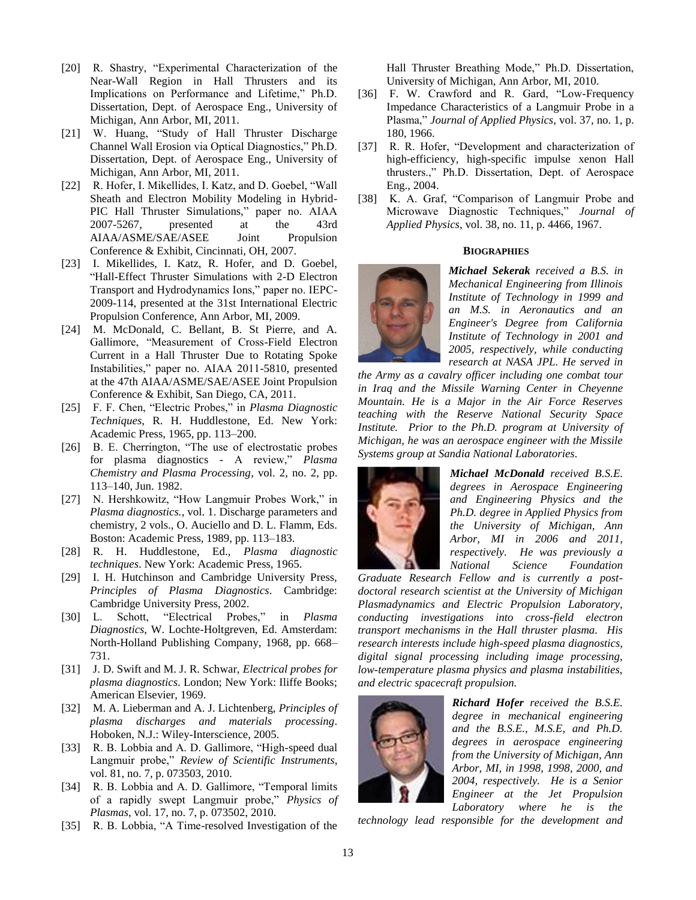[20] R. Shastry, "Experimental Characterization of the Near-Wall Region in Hall Thrusters and its Implications on Performance and Lifetime," Ph.D. Dissertation, Dept. of Aerospace Eng., University of Michigan, Ann Arbor, MI, 2011.

[21] W. Huang, "Study of Hall Thruster Discharge Channel Wall Erosion via Optical Diagnostics," Ph.D. Dissertation, Dept. of Aerospace Eng., University of Michigan, Ann Arbor, MI, 2011.

[22] R. Hofer, I. Mikellides, I. Katz, and D. Goebel, "Wall Sheath and Electron Mobility Modeling in Hybrid-PIC Hall Thruster Simulations," paper no. AIAA 2007-5267, presented at the 43rd AIAA/ASME/SAE/ASEE Joint Propulsion Conference & Exhibit, Cincinnati, OH, 2007.

[23] I. Mikellides, I. Katz, R. Hofer, and D. Goebel, "Hall-Effect Thruster Simulations with 2-D Electron Transport and Hydrodynamics Ions," paper no. IEPC-2009-114, presented at the 31st International Electric Propulsion Conference, Ann Arbor, MI, 2009.

[24] M. McDonald, C. Bellant, B. St Pierre, and A. Gallimore, "Measurement of Cross-Field Electron Current in a Hall Thruster Due to Rotating Spoke Instabilities," paper no. AIAA 2011-5810, presented at the 47th AIAA/ASME/SAE/ASEE Joint Propulsion Conference & Exhibit, San Diego, CA, 2011.

[25] F. F. Chen, "Electric Probes," in *Plasma Diagnostic Techniques*, R. H. Huddlestone, Ed. New York: Academic Press, 1965, pp. 113–200.

[26] B. E. Cherrington, "The use of electrostatic probes for plasma diagnostics - A review," *Plasma Chemistry and Plasma Processing*, vol. 2, no. 2, pp. 113–140, Jun. 1982.

[27] N. Hershkowitz, "How Langmuir Probes Work," in *Plasma diagnostics.*, vol. 1. Discharge parameters and chemistry, 2 vols., O. Auciello and D. L. Flamm, Eds. Boston: Academic Press, 1989, pp. 113–183.

[28] R. H. Huddlestone, Ed., *Plasma diagnostic techniques*. New York: Academic Press, 1965.

[29] I. H. Hutchinson and Cambridge University Press, *Principles of Plasma Diagnostics*. Cambridge: Cambridge University Press, 2002.

[30] L. Schott, "Electrical Probes," in *Plasma Diagnostics*, W. Lochte-Holtgreven, Ed. Amsterdam: North-Holland Publishing Company, 1968, pp. 668–731.

[31] J. D. Swift and M. J. R. Schwar, *Electrical probes for plasma diagnostics*. London; New York: Iliffe Books; American Elsevier, 1969.

[32] M. A. Lieberman and A. J. Lichtenberg, *Principles of plasma discharges and materials processing*. Hoboken, N.J.: Wiley-Interscience, 2005.

[33] R. B. Lobbia and A. D. Gallimore, "High-speed dual Langmuir probe," *Review of Scientific Instruments*, vol. 81, no. 7, p. 073503, 2010.

[34] R. B. Lobbia and A. D. Gallimore, "Temporal limits of a rapidly swept Langmuir probe," *Physics of Plasmas*, vol. 17, no. 7, p. 073502, 2010.

[35] R. B. Lobbia, "A Time-resolved Investigation of the Hall Thruster Breathing Mode," Ph.D. Dissertation, University of Michigan, Ann Arbor, MI, 2010.

[36] F. W. Crawford and R. Gard, "Low-Frequency Impedance Characteristics of a Langmuir Probe in a Plasma," *Journal of Applied Physics*, vol. 37, no. 1, p. 180, 1966.

[37] R. R. Hofer, "Development and characterization of high-efficiency, high-specific impulse xenon Hall thrusters.," Ph.D. Dissertation, Dept. of Aerospace Eng., 2004.

[38] K. A. Graf, "Comparison of Langmuir Probe and Microwave Diagnostic Techniques," *Journal of Applied Physics*, vol. 38, no. 11, p. 4466, 1967.

## BIOGRAPHIES

***Michael Sekerak*** *received a B.S. in Mechanical Engineering from Illinois Institute of Technology in 1999 and an M.S. in Aeronautics and an Engineer's Degree from California Institute of Technology in 2001 and 2005, respectively, while conducting research at NASA JPL. He served in the Army as a cavalry officer including one combat tour in Iraq and the Missile Warning Center in Cheyenne Mountain. He is a Major in the Air Force Reserves teaching with the Reserve National Security Space Institute. Prior to the Ph.D. program at University of Michigan, he was an aerospace engineer with the Missile Systems group at Sandia National Laboratories.*

***Michael McDonald*** *received B.S.E. degrees in Aerospace Engineering and Engineering Physics and the Ph.D. degree in Applied Physics from the University of Michigan, Ann Arbor, MI in 2006 and 2011, respectively. He was previously a National Science Foundation Graduate Research Fellow and is currently a post-doctoral research scientist at the University of Michigan Plasmadynamics and Electric Propulsion Laboratory, conducting investigations into cross-field electron transport mechanisms in the Hall thruster plasma. His research interests include high-speed plasma diagnostics, digital signal processing including image processing, low-temperature plasma physics and plasma instabilities, and electric spacecraft propulsion.*

***Richard Hofer*** *received the B.S.E. degree in mechanical engineering and the B.S.E., M.S.E, and Ph.D. degrees in aerospace engineering from the University of Michigan, Ann Arbor, MI, in 1998, 1998, 2000, and 2004, respectively. He is a Senior Engineer at the Jet Propulsion Laboratory where he is the technology lead responsible for the development and*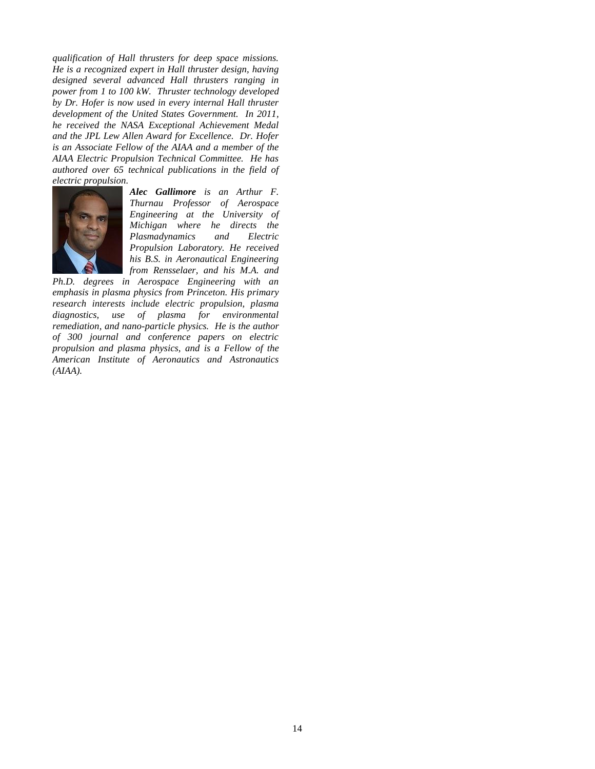*qualification of Hall thrusters for deep space missions. He is a recognized expert in Hall thruster design, having designed several advanced Hall thrusters ranging in power from 1 to 100 kW. Thruster technology developed by Dr. Hofer is now used in every internal Hall thruster development of the United States Government. In 2011, he received the NASA Exceptional Achievement Medal and the JPL Lew Allen Award for Excellence. Dr. Hofer is an Associate Fellow of the AIAA and a member of the AIAA Electric Propulsion Technical Committee. He has authored over 65 technical publications in the field of electric propulsion.*

***Alec Gallimore** is an Arthur F. Thurnau Professor of Aerospace Engineering at the University of Michigan where he directs the Plasmadynamics and Electric Propulsion Laboratory. He received his B.S. in Aeronautical Engineering from Rensselaer, and his M.A. and Ph.D. degrees in Aerospace Engineering with an emphasis in plasma physics from Princeton. His primary research interests include electric propulsion, plasma diagnostics, use of plasma for environmental remediation, and nano-particle physics. He is the author of 300 journal and conference papers on electric propulsion and plasma physics, and is a Fellow of the American Institute of Aeronautics and Astronautics (AIAA).*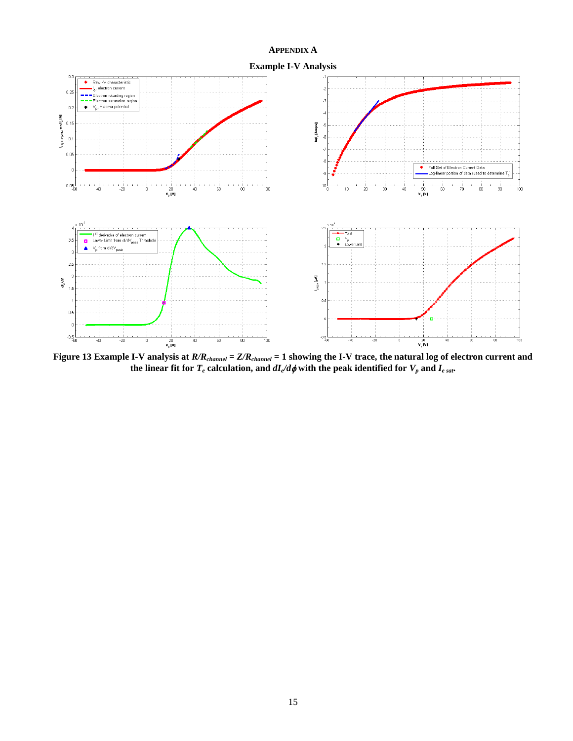# APPENDIX A

## Example I-V Analysis

**Figure 13 Example I-V analysis at $R/R_{channel} = Z/R_{channel} = 1$ showing the I-V trace, the natural log of electron current and the linear fit for $T_e$ calculation, and $dI_e/d\phi$ with the peak identified for $V_p$ and $I_{e\ sat}$.**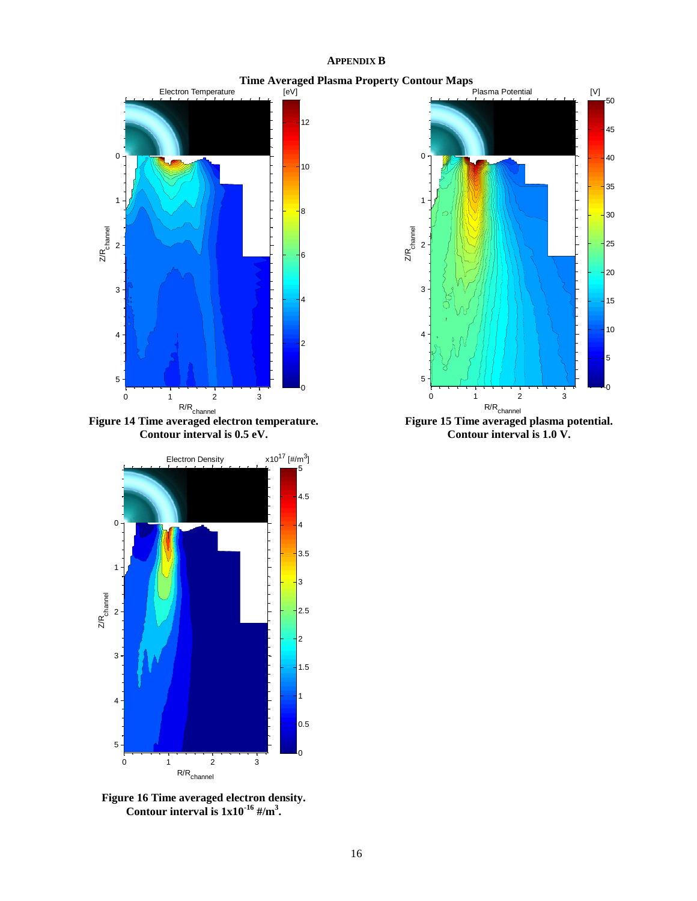## APPENDIX B

### Time Averaged Plasma Property Contour Maps

Electron Temperature

[eV]

0
2
4
6
8
10
12

Z/R$_{channel}$

0
1
2
3
4
5

R/R$_{channel}$

0
1
2
3

**Figure 14 Time averaged electron temperature. Contour interval is 0.5 eV.**

Plasma Potential

[V]

0
5
10
15
20
25
30
35
40
45
50

Z/R$_{channel}$

0
1
2
3
4
5

R/R$_{channel}$

0
1
2
3

**Figure 15 Time averaged plasma potential. Contour interval is 1.0 V.**

Electron Density

x10$^{17}$ [#/m$^3$]

0
0.5
1
1.5
2
2.5
3
3.5
4
4.5
5

Z/R$_{channel}$

0
1
2
3
4
5

R/R$_{channel}$

0
1
2
3

**Figure 16 Time averaged electron density. Contour interval is 1x10$^{-16}$ #/m$^3$.**